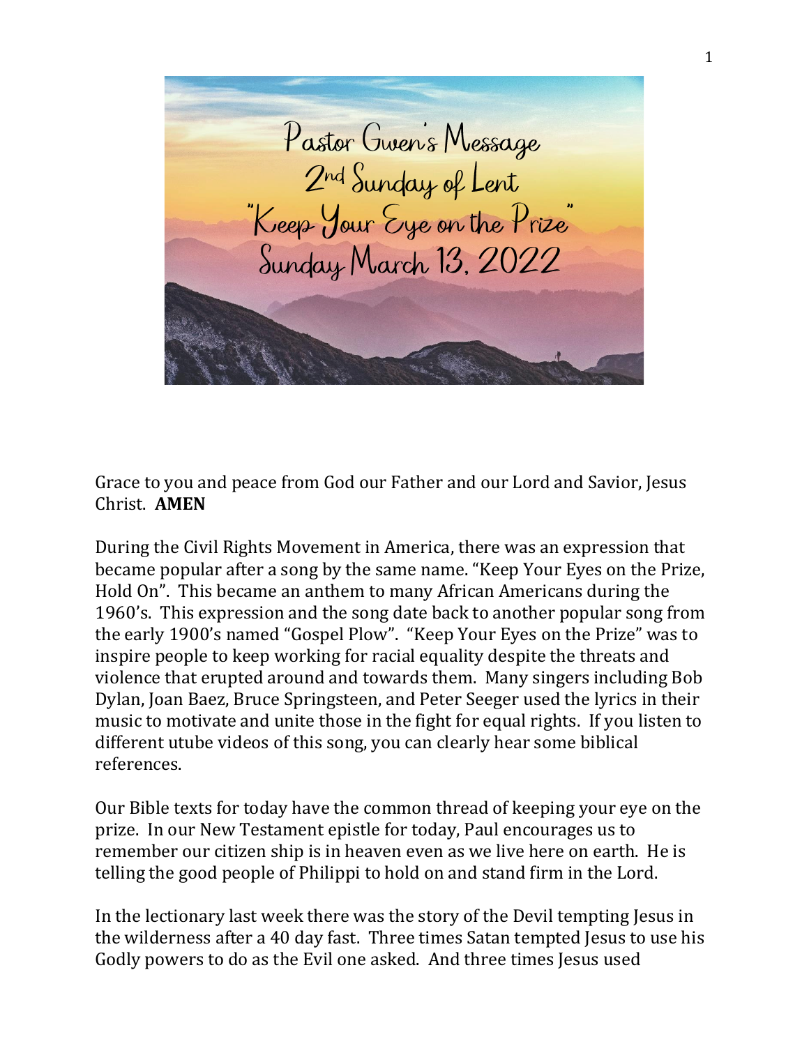# Pastor Gwen's Message
## 2nd Sunday of Lent
## "Keep Your Eye on the Prize"
## Sunday March 13, 2022

Grace to you and peace from God our Father and our Lord and Savior, Jesus Christ. **AMEN**

During the Civil Rights Movement in America, there was an expression that became popular after a song by the same name. "Keep Your Eyes on the Prize, Hold On". This became an anthem to many African Americans during the 1960's. This expression and the song date back to another popular song from the early 1900's named "Gospel Plow". "Keep Your Eyes on the Prize" was to inspire people to keep working for racial equality despite the threats and violence that erupted around and towards them. Many singers including Bob Dylan, Joan Baez, Bruce Springsteen, and Peter Seeger used the lyrics in their music to motivate and unite those in the fight for equal rights. If you listen to different utube videos of this song, you can clearly hear some biblical references.

Our Bible texts for today have the common thread of keeping your eye on the prize. In our New Testament epistle for today, Paul encourages us to remember our citizen ship is in heaven even as we live here on earth. He is telling the good people of Philippi to hold on and stand firm in the Lord.

In the lectionary last week there was the story of the Devil tempting Jesus in the wilderness after a 40 day fast. Three times Satan tempted Jesus to use his Godly powers to do as the Evil one asked. And three times Jesus used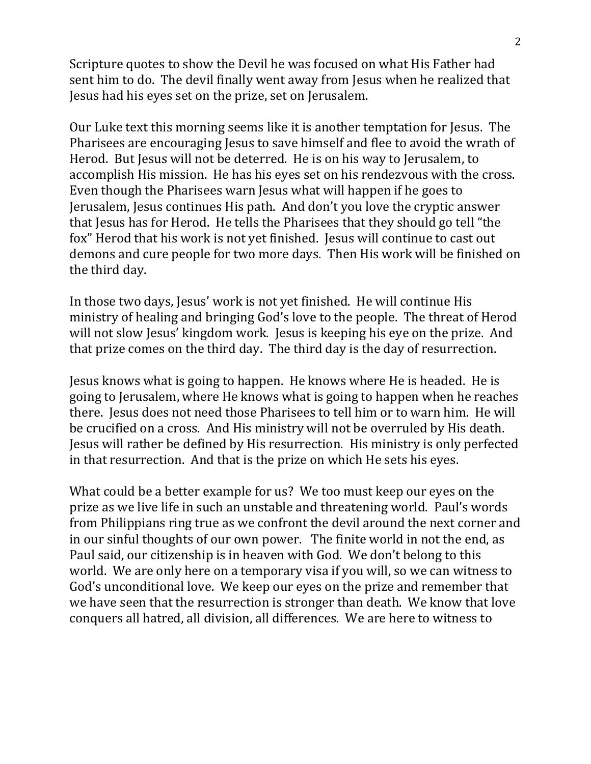Scripture quotes to show the Devil he was focused on what His Father had sent him to do. The devil finally went away from Jesus when he realized that Jesus had his eyes set on the prize, set on Jerusalem.

Our Luke text this morning seems like it is another temptation for Jesus. The Pharisees are encouraging Jesus to save himself and flee to avoid the wrath of Herod. But Jesus will not be deterred. He is on his way to Jerusalem, to accomplish His mission. He has his eyes set on his rendezvous with the cross. Even though the Pharisees warn Jesus what will happen if he goes to Jerusalem, Jesus continues His path. And don't you love the cryptic answer that Jesus has for Herod. He tells the Pharisees that they should go tell "the fox" Herod that his work is not yet finished. Jesus will continue to cast out demons and cure people for two more days. Then His work will be finished on the third day.

In those two days, Jesus' work is not yet finished. He will continue His ministry of healing and bringing God's love to the people. The threat of Herod will not slow Jesus' kingdom work. Jesus is keeping his eye on the prize. And that prize comes on the third day. The third day is the day of resurrection.

Jesus knows what is going to happen. He knows where He is headed. He is going to Jerusalem, where He knows what is going to happen when he reaches there. Jesus does not need those Pharisees to tell him or to warn him. He will be crucified on a cross. And His ministry will not be overruled by His death. Jesus will rather be defined by His resurrection. His ministry is only perfected in that resurrection. And that is the prize on which He sets his eyes.

What could be a better example for us? We too must keep our eyes on the prize as we live life in such an unstable and threatening world. Paul's words from Philippians ring true as we confront the devil around the next corner and in our sinful thoughts of our own power. The finite world in not the end, as Paul said, our citizenship is in heaven with God. We don't belong to this world. We are only here on a temporary visa if you will, so we can witness to God's unconditional love. We keep our eyes on the prize and remember that we have seen that the resurrection is stronger than death. We know that love conquers all hatred, all division, all differences. We are here to witness to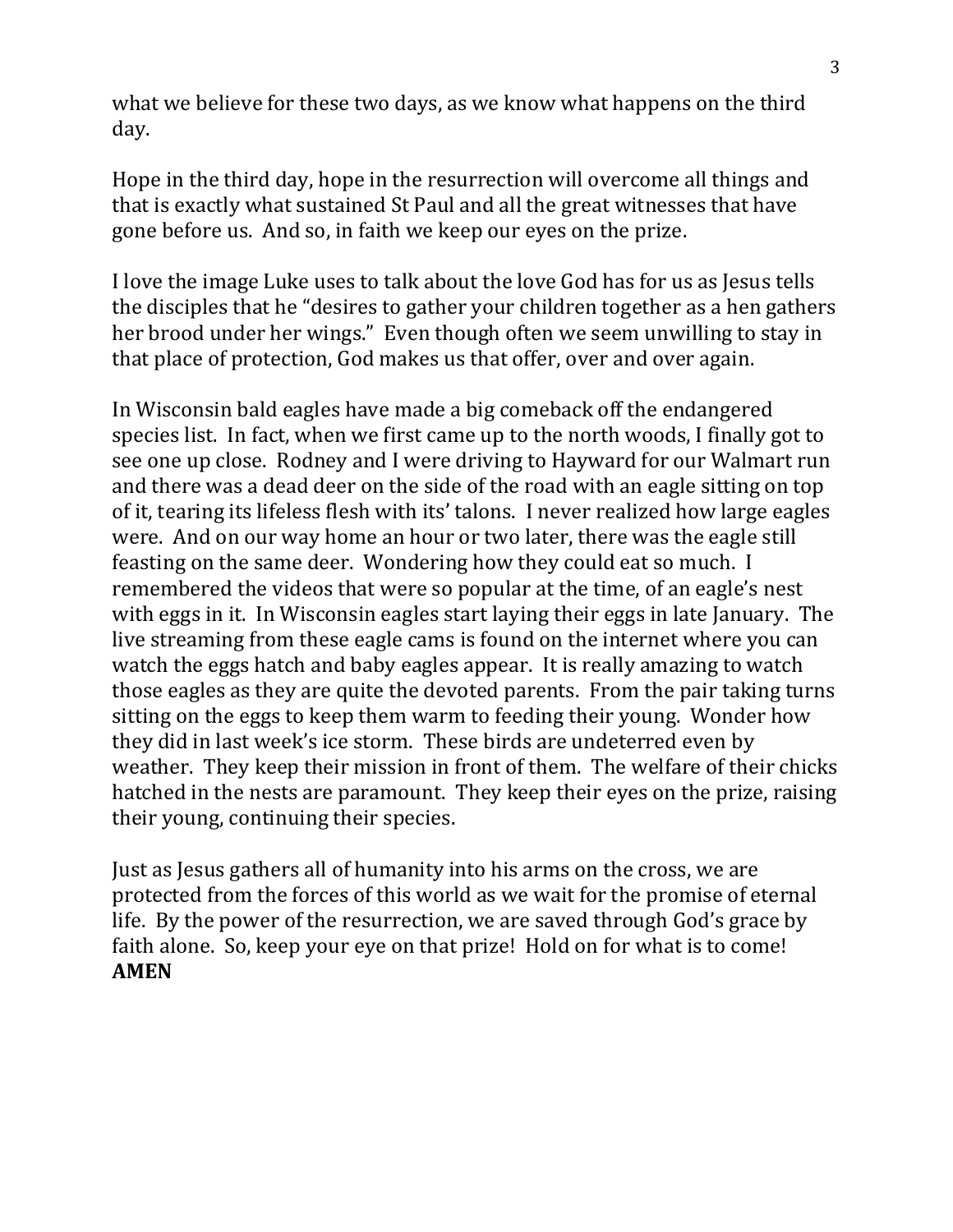what we believe for these two days, as we know what happens on the third day.

Hope in the third day, hope in the resurrection will overcome all things and that is exactly what sustained St Paul and all the great witnesses that have gone before us. And so, in faith we keep our eyes on the prize.

I love the image Luke uses to talk about the love God has for us as Jesus tells the disciples that he "desires to gather your children together as a hen gathers her brood under her wings." Even though often we seem unwilling to stay in that place of protection, God makes us that offer, over and over again.

In Wisconsin bald eagles have made a big comeback off the endangered species list. In fact, when we first came up to the north woods, I finally got to see one up close. Rodney and I were driving to Hayward for our Walmart run and there was a dead deer on the side of the road with an eagle sitting on top of it, tearing its lifeless flesh with its' talons. I never realized how large eagles were. And on our way home an hour or two later, there was the eagle still feasting on the same deer. Wondering how they could eat so much. I remembered the videos that were so popular at the time, of an eagle's nest with eggs in it. In Wisconsin eagles start laying their eggs in late January. The live streaming from these eagle cams is found on the internet where you can watch the eggs hatch and baby eagles appear. It is really amazing to watch those eagles as they are quite the devoted parents. From the pair taking turns sitting on the eggs to keep them warm to feeding their young. Wonder how they did in last week's ice storm. These birds are undeterred even by weather. They keep their mission in front of them. The welfare of their chicks hatched in the nests are paramount. They keep their eyes on the prize, raising their young, continuing their species.

Just as Jesus gathers all of humanity into his arms on the cross, we are protected from the forces of this world as we wait for the promise of eternal life. By the power of the resurrection, we are saved through God's grace by faith alone. So, keep your eye on that prize! Hold on for what is to come!
**AMEN**